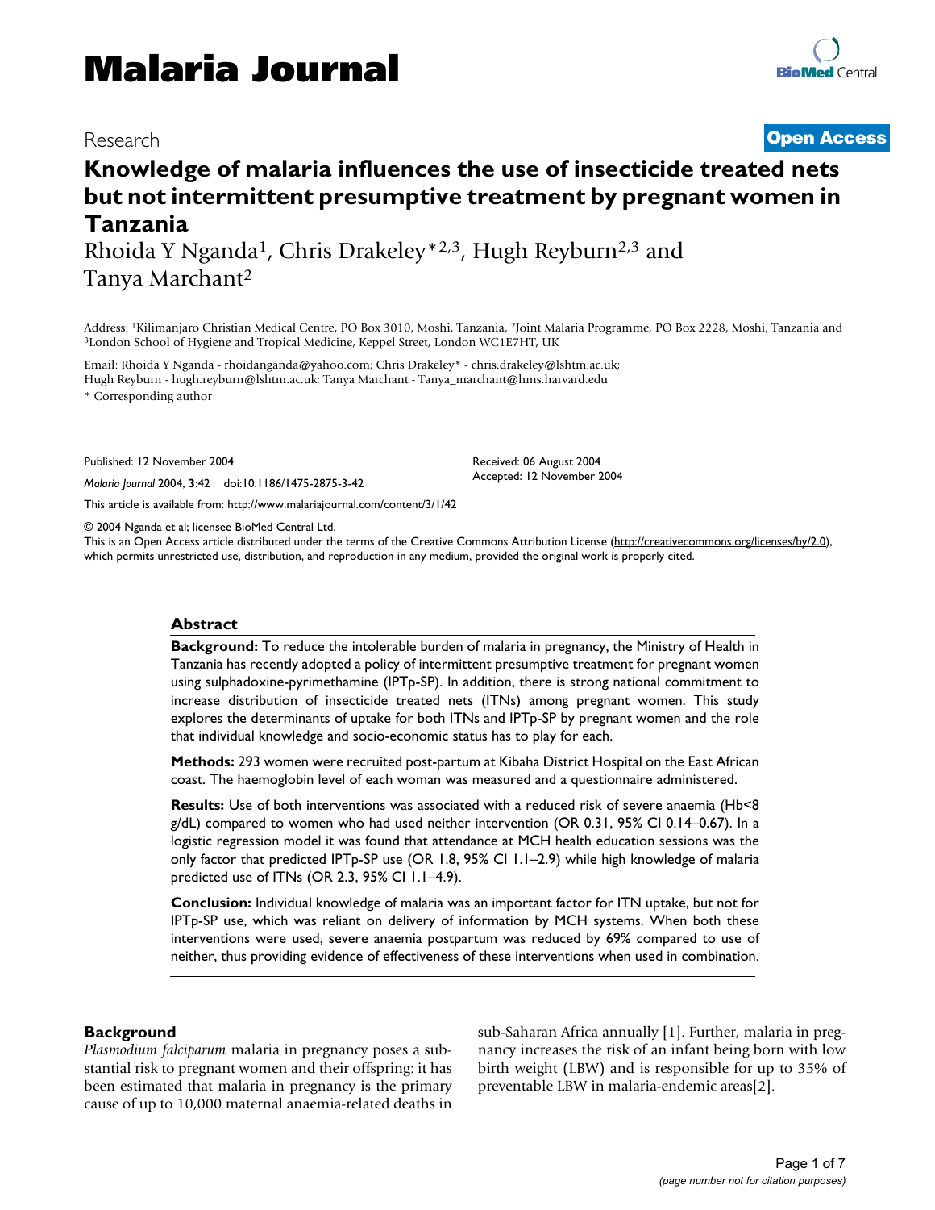# Malaria Journal

Research **Open Access**

# Knowledge of malaria influences the use of insecticide treated nets but not intermittent presumptive treatment by pregnant women in Tanzania

Rhoida Y Nganda[1], Chris Drakeley*[2,3], Hugh Reyburn[2,3] and Tanya Marchant[2]

Address: [1]Kilimanjaro Christian Medical Centre, PO Box 3010, Moshi, Tanzania, [2]Joint Malaria Programme, PO Box 2228, Moshi, Tanzania and [3]London School of Hygiene and Tropical Medicine, Keppel Street, London WC1E7HT, UK

Email: Rhoida Y Nganda - rhoidanganda@yahoo.com; Chris Drakeley* - chris.drakeley@lshtm.ac.uk; Hugh Reyburn - hugh.reyburn@lshtm.ac.uk; Tanya Marchant - Tanya_marchant@hms.harvard.edu

\* Corresponding author

Published: 12 November 2004

*Malaria Journal* 2004, **3**:42 doi:10.1186/1475-2875-3-42

Received: 06 August 2004
Accepted: 12 November 2004

This article is available from: http://www.malariajournal.com/content/3/1/42

© 2004 Nganda et al; licensee BioMed Central Ltd.
This is an Open Access article distributed under the terms of the Creative Commons Attribution License (http://creativecommons.org/licenses/by/2.0), which permits unrestricted use, distribution, and reproduction in any medium, provided the original work is properly cited.

## Abstract

**Background:** To reduce the intolerable burden of malaria in pregnancy, the Ministry of Health in Tanzania has recently adopted a policy of intermittent presumptive treatment for pregnant women using sulphadoxine-pyrimethamine (IPTp-SP). In addition, there is strong national commitment to increase distribution of insecticide treated nets (ITNs) among pregnant women. This study explores the determinants of uptake for both ITNs and IPTp-SP by pregnant women and the role that individual knowledge and socio-economic status has to play for each.

**Methods:** 293 women were recruited post-partum at Kibaha District Hospital on the East African coast. The haemoglobin level of each woman was measured and a questionnaire administered.

**Results:** Use of both interventions was associated with a reduced risk of severe anaemia (Hb<8 g/dL) compared to women who had used neither intervention (OR 0.31, 95% CI 0.14–0.67). In a logistic regression model it was found that attendance at MCH health education sessions was the only factor that predicted IPTp-SP use (OR 1.8, 95% CI 1.1–2.9) while high knowledge of malaria predicted use of ITNs (OR 2.3, 95% CI 1.1–4.9).

**Conclusion:** Individual knowledge of malaria was an important factor for ITN uptake, but not for IPTp-SP use, which was reliant on delivery of information by MCH systems. When both these interventions were used, severe anaemia postpartum was reduced by 69% compared to use of neither, thus providing evidence of effectiveness of these interventions when used in combination.

## Background

*Plasmodium falciparum* malaria in pregnancy poses a substantial risk to pregnant women and their offspring: it has been estimated that malaria in pregnancy is the primary cause of up to 10,000 maternal anaemia-related deaths in sub-Saharan Africa annually [1]. Further, malaria in pregnancy increases the risk of an infant being born with low birth weight (LBW) and is responsible for up to 35% of preventable LBW in malaria-endemic areas[2].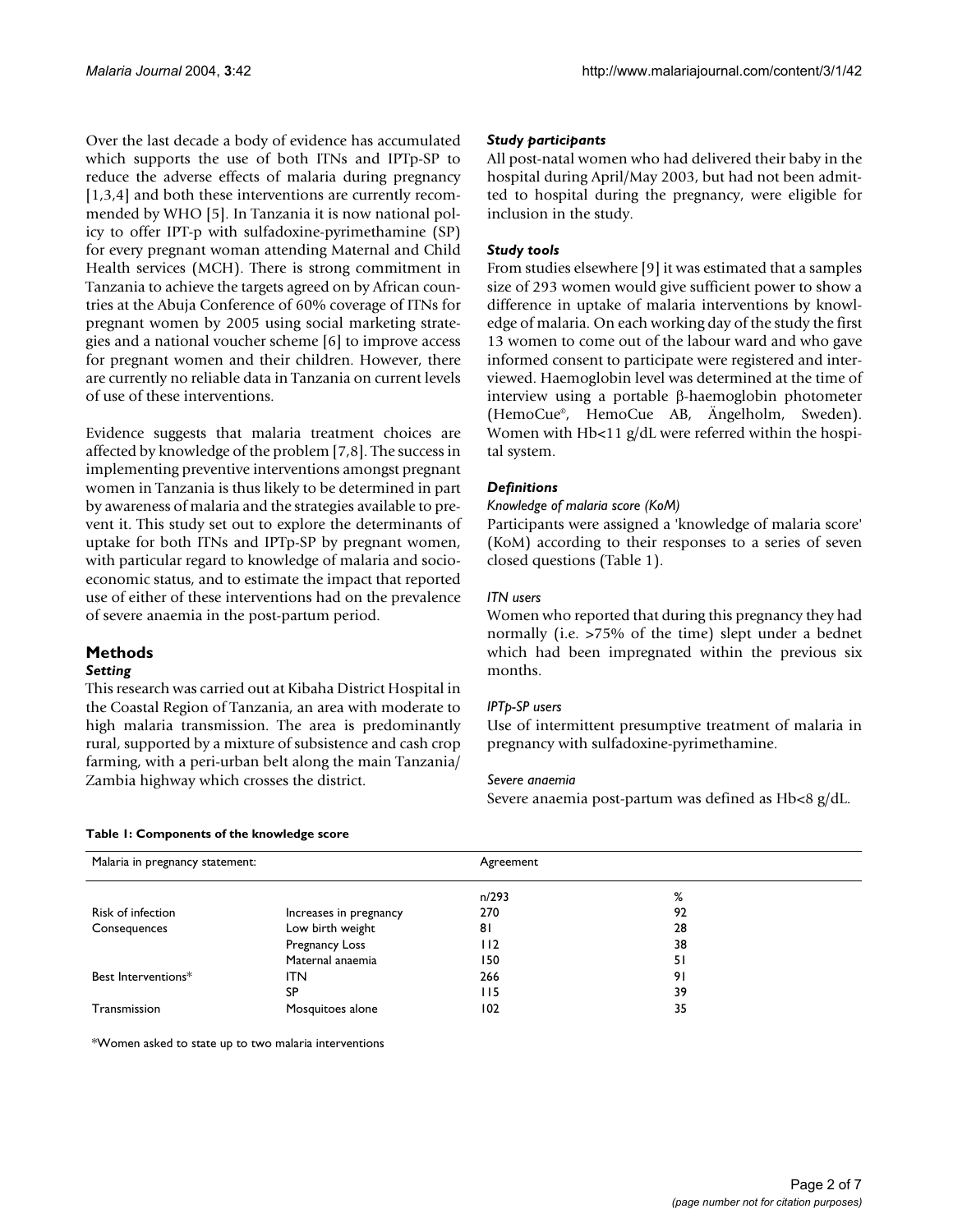Over the last decade a body of evidence has accumulated which supports the use of both ITNs and IPTp-SP to reduce the adverse effects of malaria during pregnancy [1,3,4] and both these interventions are currently recommended by WHO [5]. In Tanzania it is now national policy to offer IPT-p with sulfadoxine-pyrimethamine (SP) for every pregnant woman attending Maternal and Child Health services (MCH). There is strong commitment in Tanzania to achieve the targets agreed on by African countries at the Abuja Conference of 60% coverage of ITNs for pregnant women by 2005 using social marketing strategies and a national voucher scheme [6] to improve access for pregnant women and their children. However, there are currently no reliable data in Tanzania on current levels of use of these interventions.

Evidence suggests that malaria treatment choices are affected by knowledge of the problem [7,8]. The success in implementing preventive interventions amongst pregnant women in Tanzania is thus likely to be determined in part by awareness of malaria and the strategies available to prevent it. This study set out to explore the determinants of uptake for both ITNs and IPTp-SP by pregnant women, with particular regard to knowledge of malaria and socioeconomic status, and to estimate the impact that reported use of either of these interventions had on the prevalence of severe anaemia in the post-partum period.

## Methods

### *Setting*

This research was carried out at Kibaha District Hospital in the Coastal Region of Tanzania, an area with moderate to high malaria transmission. The area is predominantly rural, supported by a mixture of subsistence and cash crop farming, with a peri-urban belt along the main Tanzania/Zambia highway which crosses the district.

### *Study participants*

All post-natal women who had delivered their baby in the hospital during April/May 2003, but had not been admitted to hospital during the pregnancy, were eligible for inclusion in the study.

### *Study tools*

From studies elsewhere [9] it was estimated that a samples size of 293 women would give sufficient power to show a difference in uptake of malaria interventions by knowledge of malaria. On each working day of the study the first 13 women to come out of the labour ward and who gave informed consent to participate were registered and interviewed. Haemoglobin level was determined at the time of interview using a portable β-haemoglobin photometer (HemoCue®, HemoCue AB, Ängelholm, Sweden). Women with Hb<11 g/dL were referred within the hospital system.

### *Definitions*

*Knowledge of malaria score (KoM)*

Participants were assigned a 'knowledge of malaria score' (KoM) according to their responses to a series of seven closed questions (Table 1).

*ITN users*

Women who reported that during this pregnancy they had normally (i.e. >75% of the time) slept under a bednet which had been impregnated within the previous six months.

*IPTp-SP users*

Use of intermittent presumptive treatment of malaria in pregnancy with sulfadoxine-pyrimethamine.

*Severe anaemia*

Severe anaemia post-partum was defined as Hb<8 g/dL.

**Table 1: Components of the knowledge score**

| Malaria in pregnancy statement: | | Agreement | |
|---|---|---|---|
| | | n/293 | % |
| Risk of infection | Increases in pregnancy | 270 | 92 |
| Consequences | Low birth weight | 81 | 28 |
| | Pregnancy Loss | 112 | 38 |
| | Maternal anaemia | 150 | 51 |
| Best Interventions* | ITN | 266 | 91 |
| | SP | 115 | 39 |
| Transmission | Mosquitoes alone | 102 | 35 |

*Women asked to state up to two malaria interventions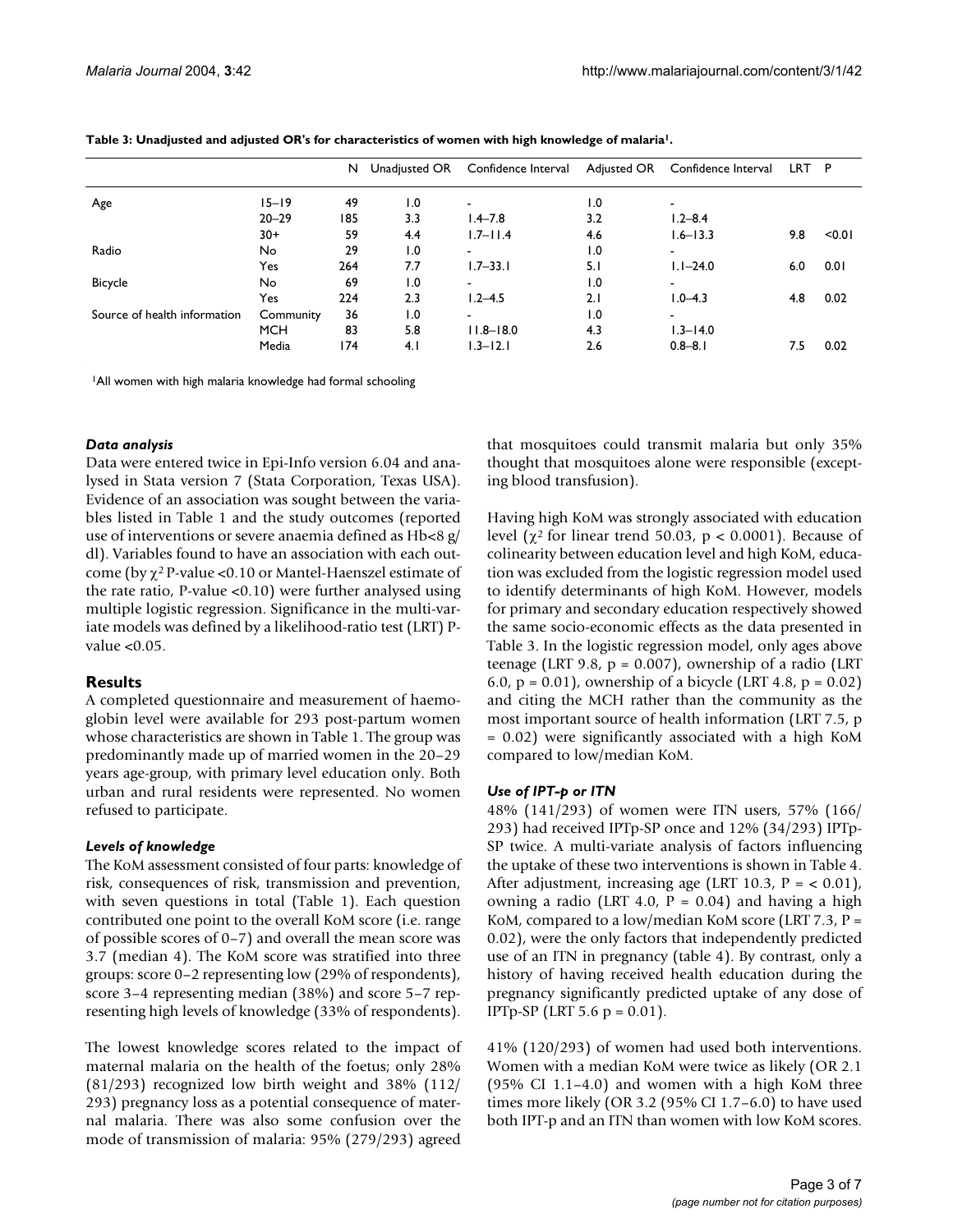**Table 3: Unadjusted and adjusted OR's for characteristics of women with high knowledge of malaria[1].**

| | | N | Unadjusted OR | Confidence Interval | Adjusted OR | Confidence Interval | LRT | P |
|---|---|---|---|---|---|---|---|---|
| Age | 15–19 | 49 | 1.0 | - | 1.0 | - | | |
| | 20–29 | 185 | 3.3 | 1.4–7.8 | 3.2 | 1.2–8.4 | | |
| | 30+ | 59 | 4.4 | 1.7–11.4 | 4.6 | 1.6–13.3 | 9.8 | <0.01 |
| Radio | No | 29 | 1.0 | - | 1.0 | - | | |
| | Yes | 264 | 7.7 | 1.7–33.1 | 5.1 | 1.1–24.0 | 6.0 | 0.01 |
| Bicycle | No | 69 | 1.0 | - | 1.0 | - | | |
| | Yes | 224 | 2.3 | 1.2–4.5 | 2.1 | 1.0–4.3 | 4.8 | 0.02 |
| Source of health information | Community | 36 | 1.0 | - | 1.0 | - | | |
| | MCH | 83 | 5.8 | 11.8–18.0 | 4.3 | 1.3–14.0 | | |
| | Media | 174 | 4.1 | 1.3–12.1 | 2.6 | 0.8–8.1 | 7.5 | 0.02 |

[1]All women with high malaria knowledge had formal schooling

### *Data analysis*

Data were entered twice in Epi-Info version 6.04 and analysed in Stata version 7 (Stata Corporation, Texas USA). Evidence of an association was sought between the variables listed in Table 1 and the study outcomes (reported use of interventions or severe anaemia defined as Hb<8 g/dl). Variables found to have an association with each outcome (by $\chi^2$ P-value <0.10 or Mantel-Haenszel estimate of the rate ratio, P-value <0.10) were further analysed using multiple logistic regression. Significance in the multi-variate models was defined by a likelihood-ratio test (LRT) P-value <0.05.

## Results

A completed questionnaire and measurement of haemoglobin level were available for 293 post-partum women whose characteristics are shown in Table 1. The group was predominantly made up of married women in the 20–29 years age-group, with primary level education only. Both urban and rural residents were represented. No women refused to participate.

### *Levels of knowledge*

The KoM assessment consisted of four parts: knowledge of risk, consequences of risk, transmission and prevention, with seven questions in total (Table 1). Each question contributed one point to the overall KoM score (i.e. range of possible scores of 0–7) and overall the mean score was 3.7 (median 4). The KoM score was stratified into three groups: score 0–2 representing low (29% of respondents), score 3–4 representing median (38%) and score 5–7 representing high levels of knowledge (33% of respondents).

The lowest knowledge scores related to the impact of maternal malaria on the health of the foetus; only 28% (81/293) recognized low birth weight and 38% (112/293) pregnancy loss as a potential consequence of maternal malaria. There was also some confusion over the mode of transmission of malaria: 95% (279/293) agreed that mosquitoes could transmit malaria but only 35% thought that mosquitoes alone were responsible (excepting blood transfusion).

Having high KoM was strongly associated with education level ($\chi^2$ for linear trend 50.03, $p < 0.0001$). Because of colinearity between education level and high KoM, education was excluded from the logistic regression model used to identify determinants of high KoM. However, models for primary and secondary education respectively showed the same socio-economic effects as the data presented in Table 3. In the logistic regression model, only ages above teenage (LRT 9.8, $p = 0.007$), ownership of a radio (LRT 6.0, $p = 0.01$), ownership of a bicycle (LRT 4.8, $p = 0.02$) and citing the MCH rather than the community as the most important source of health information (LRT 7.5, $p = 0.02$) were significantly associated with a high KoM compared to low/median KoM.

### *Use of IPT-p or ITN*

48% (141/293) of women were ITN users, 57% (166/293) had received IPTp-SP once and 12% (34/293) IPTp-SP twice. A multi-variate analysis of factors influencing the uptake of these two interventions is shown in Table 4. After adjustment, increasing age (LRT 10.3, P = < 0.01), owning a radio (LRT 4.0, P = 0.04) and having a high KoM, compared to a low/median KoM score (LRT 7.3, P = 0.02), were the only factors that independently predicted use of an ITN in pregnancy (table 4). By contrast, only a history of having received health education during the pregnancy significantly predicted uptake of any dose of IPTp-SP (LRT 5.6 p = 0.01).

41% (120/293) of women had used both interventions. Women with a median KoM were twice as likely (OR 2.1 (95% CI 1.1–4.0) and women with a high KoM three times more likely (OR 3.2 (95% CI 1.7–6.0) to have used both IPT-p and an ITN than women with low KoM scores.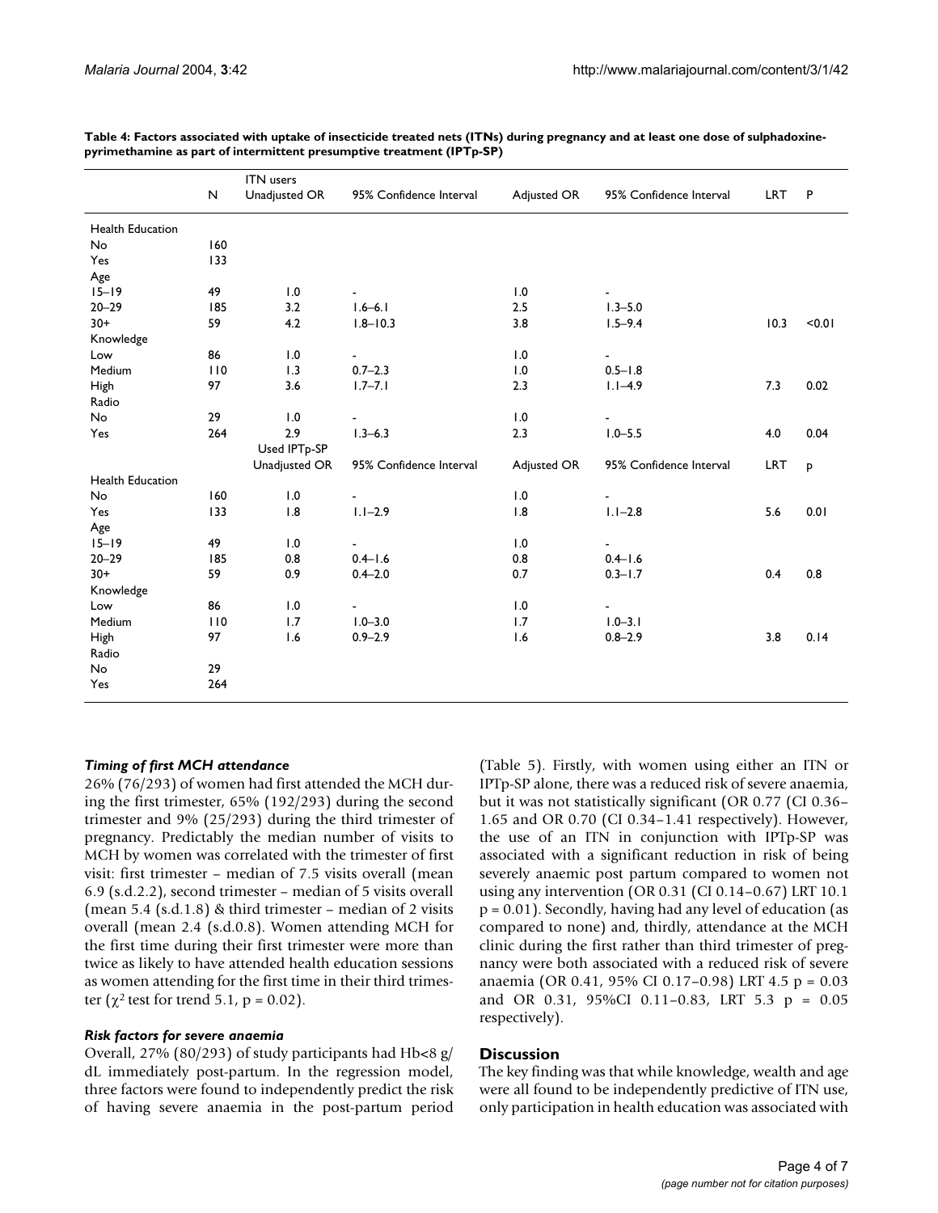**Table 4: Factors associated with uptake of insecticide treated nets (ITNs) during pregnancy and at least one dose of sulphadoxine-pyrimethamine as part of intermittent presumptive treatment (IPTp-SP)**

| | N | ITN users Unadjusted OR | 95% Confidence Interval | Adjusted OR | 95% Confidence Interval | LRT | P |
|---|---|---|---|---|---|---|---|
| Health Education | | | | | | | |
| No | 160 | | | | | | |
| Yes | 133 | | | | | | |
| Age | | | | | | | |
| 15–19 | 49 | 1.0 | - | 1.0 | - | | |
| 20–29 | 185 | 3.2 | 1.6–6.1 | 2.5 | 1.3–5.0 | | |
| 30+ | 59 | 4.2 | 1.8–10.3 | 3.8 | 1.5–9.4 | 10.3 | <0.01 |
| Knowledge | | | | | | | |
| Low | 86 | 1.0 | - | 1.0 | - | | |
| Medium | 110 | 1.3 | 0.7–2.3 | 1.0 | 0.5–1.8 | | |
| High | 97 | 3.6 | 1.7–7.1 | 2.3 | 1.1–4.9 | 7.3 | 0.02 |
| Radio | | | | | | | |
| No | 29 | 1.0 | - | 1.0 | - | | |
| Yes | 264 | 2.9 | 1.3–6.3 | 2.3 | 1.0–5.5 | 4.0 | 0.04 |
| | | Used IPTp-SP Unadjusted OR | 95% Confidence Interval | Adjusted OR | 95% Confidence Interval | LRT | p |
| Health Education | | | | | | | |
| No | 160 | 1.0 | - | 1.0 | - | | |
| Yes | 133 | 1.8 | 1.1–2.9 | 1.8 | 1.1–2.8 | 5.6 | 0.01 |
| Age | | | | | | | |
| 15–19 | 49 | 1.0 | - | 1.0 | - | | |
| 20–29 | 185 | 0.8 | 0.4–1.6 | 0.8 | 0.4–1.6 | | |
| 30+ | 59 | 0.9 | 0.4–2.0 | 0.7 | 0.3–1.7 | 0.4 | 0.8 |
| Knowledge | | | | | | | |
| Low | 86 | 1.0 | - | 1.0 | - | | |
| Medium | 110 | 1.7 | 1.0–3.0 | 1.7 | 1.0–3.1 | | |
| High | 97 | 1.6 | 0.9–2.9 | 1.6 | 0.8–2.9 | 3.8 | 0.14 |
| Radio | | | | | | | |
| No | 29 | | | | | | |
| Yes | 264 | | | | | | |

### *Timing of first MCH attendance*

26% (76/293) of women had first attended the MCH during the first trimester, 65% (192/293) during the second trimester and 9% (25/293) during the third trimester of pregnancy. Predictably the median number of visits to MCH by women was correlated with the trimester of first visit: first trimester – median of 7.5 visits overall (mean 6.9 (s.d.2.2), second trimester – median of 5 visits overall (mean 5.4 (s.d.1.8) & third trimester – median of 2 visits overall (mean 2.4 (s.d.0.8). Women attending MCH for the first time during their first trimester were more than twice as likely to have attended health education sessions as women attending for the first time in their third trimester ($\chi^2$ test for trend 5.1, p = 0.02).

### *Risk factors for severe anaemia*

Overall, 27% (80/293) of study participants had Hb<8 g/dL immediately post-partum. In the regression model, three factors were found to independently predict the risk of having severe anaemia in the post-partum period (Table 5). Firstly, with women using either an ITN or IPTp-SP alone, there was a reduced risk of severe anaemia, but it was not statistically significant (OR 0.77 (CI 0.36–1.65 and OR 0.70 (CI 0.34–1.41 respectively). However, the use of an ITN in conjunction with IPTp-SP was associated with a significant reduction in risk of being severely anaemic post partum compared to women not using any intervention (OR 0.31 (CI 0.14–0.67) LRT 10.1 p = 0.01). Secondly, having had any level of education (as compared to none) and, thirdly, attendance at the MCH clinic during the first rather than third trimester of pregnancy were both associated with a reduced risk of severe anaemia (OR 0.41, 95% CI 0.17–0.98) LRT 4.5 p = 0.03 and OR 0.31, 95%CI 0.11–0.83, LRT 5.3 p = 0.05 respectively).

## Discussion

The key finding was that while knowledge, wealth and age were all found to be independently predictive of ITN use, only participation in health education was associated with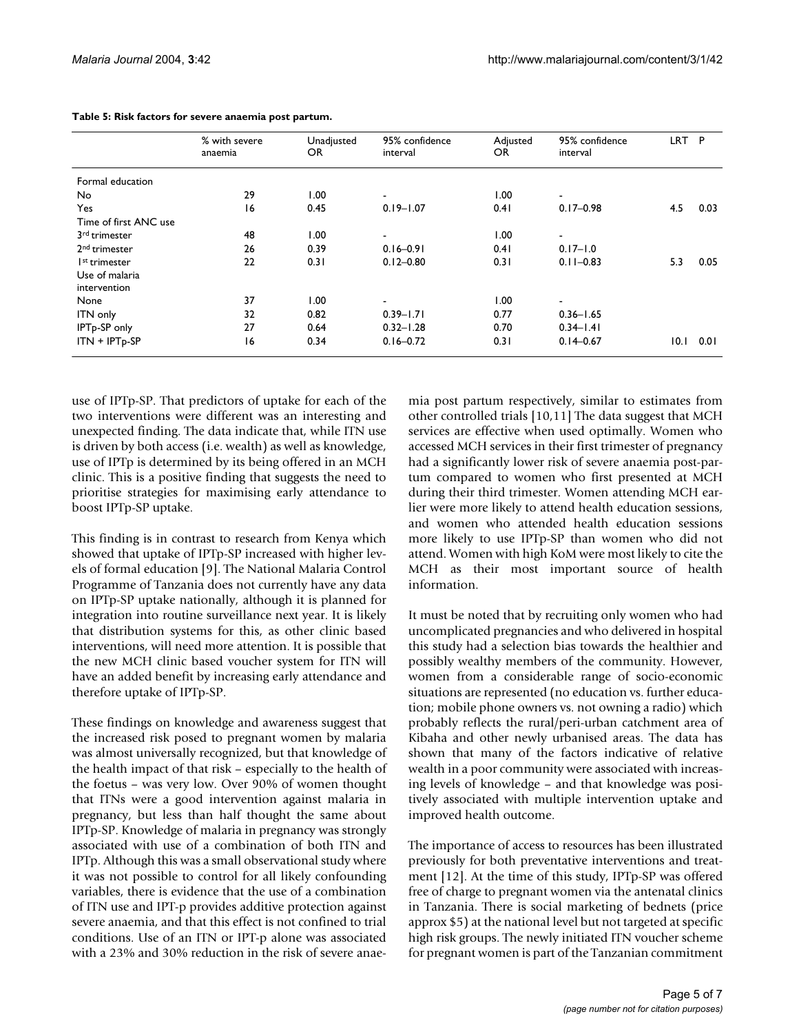**Table 5: Risk factors for severe anaemia post partum.**

| | % with severe anaemia | Unadjusted OR | 95% confidence interval | Adjusted OR | 95% confidence interval | LRT | P |
|---|---|---|---|---|---|---|---|
| Formal education | | | | | | | |
| No | 29 | 1.00 | - | 1.00 | - | | |
| Yes | 16 | 0.45 | 0.19–1.07 | 0.41 | 0.17–0.98 | 4.5 | 0.03 |
| Time of first ANC use | | | | | | | |
| 3rd trimester | 48 | 1.00 | - | 1.00 | - | | |
| 2nd trimester | 26 | 0.39 | 0.16–0.91 | 0.41 | 0.17–1.0 | | |
| 1st trimester | 22 | 0.31 | 0.12–0.80 | 0.31 | 0.11–0.83 | 5.3 | 0.05 |
| Use of malaria intervention | | | | | | | |
| None | 37 | 1.00 | - | 1.00 | - | | |
| ITN only | 32 | 0.82 | 0.39–1.71 | 0.77 | 0.36–1.65 | | |
| IPTp-SP only | 27 | 0.64 | 0.32–1.28 | 0.70 | 0.34–1.41 | | |
| ITN + IPTp-SP | 16 | 0.34 | 0.16–0.72 | 0.31 | 0.14–0.67 | 10.1 | 0.01 |

use of IPTp-SP. That predictors of uptake for each of the two interventions were different was an interesting and unexpected finding. The data indicate that, while ITN use is driven by both access (i.e. wealth) as well as knowledge, use of IPTp is determined by its being offered in an MCH clinic. This is a positive finding that suggests the need to prioritise strategies for maximising early attendance to boost IPTp-SP uptake.

This finding is in contrast to research from Kenya which showed that uptake of IPTp-SP increased with higher levels of formal education [9]. The National Malaria Control Programme of Tanzania does not currently have any data on IPTp-SP uptake nationally, although it is planned for integration into routine surveillance next year. It is likely that distribution systems for this, as other clinic based interventions, will need more attention. It is possible that the new MCH clinic based voucher system for ITN will have an added benefit by increasing early attendance and therefore uptake of IPTp-SP.

These findings on knowledge and awareness suggest that the increased risk posed to pregnant women by malaria was almost universally recognized, but that knowledge of the health impact of that risk – especially to the health of the foetus – was very low. Over 90% of women thought that ITNs were a good intervention against malaria in pregnancy, but less than half thought the same about IPTp-SP. Knowledge of malaria in pregnancy was strongly associated with use of a combination of both ITN and IPTp. Although this was a small observational study where it was not possible to control for all likely confounding variables, there is evidence that the use of a combination of ITN use and IPT-p provides additive protection against severe anaemia, and that this effect is not confined to trial conditions. Use of an ITN or IPT-p alone was associated with a 23% and 30% reduction in the risk of severe anaemia post partum respectively, similar to estimates from other controlled trials [10,11] The data suggest that MCH services are effective when used optimally. Women who accessed MCH services in their first trimester of pregnancy had a significantly lower risk of severe anaemia post-partum compared to women who first presented at MCH during their third trimester. Women attending MCH earlier were more likely to attend health education sessions, and women who attended health education sessions more likely to use IPTp-SP than women who did not attend. Women with high KoM were most likely to cite the MCH as their most important source of health information.

It must be noted that by recruiting only women who had uncomplicated pregnancies and who delivered in hospital this study had a selection bias towards the healthier and possibly wealthy members of the community. However, women from a considerable range of socio-economic situations are represented (no education vs. further education; mobile phone owners vs. not owning a radio) which probably reflects the rural/peri-urban catchment area of Kibaha and other newly urbanised areas. The data has shown that many of the factors indicative of relative wealth in a poor community were associated with increasing levels of knowledge – and that knowledge was positively associated with multiple intervention uptake and improved health outcome.

The importance of access to resources has been illustrated previously for both preventative interventions and treatment [12]. At the time of this study, IPTp-SP was offered free of charge to pregnant women via the antenatal clinics in Tanzania. There is social marketing of bednets (price approx $5) at the national level but not targeted at specific high risk groups. The newly initiated ITN voucher scheme for pregnant women is part of the Tanzanian commitment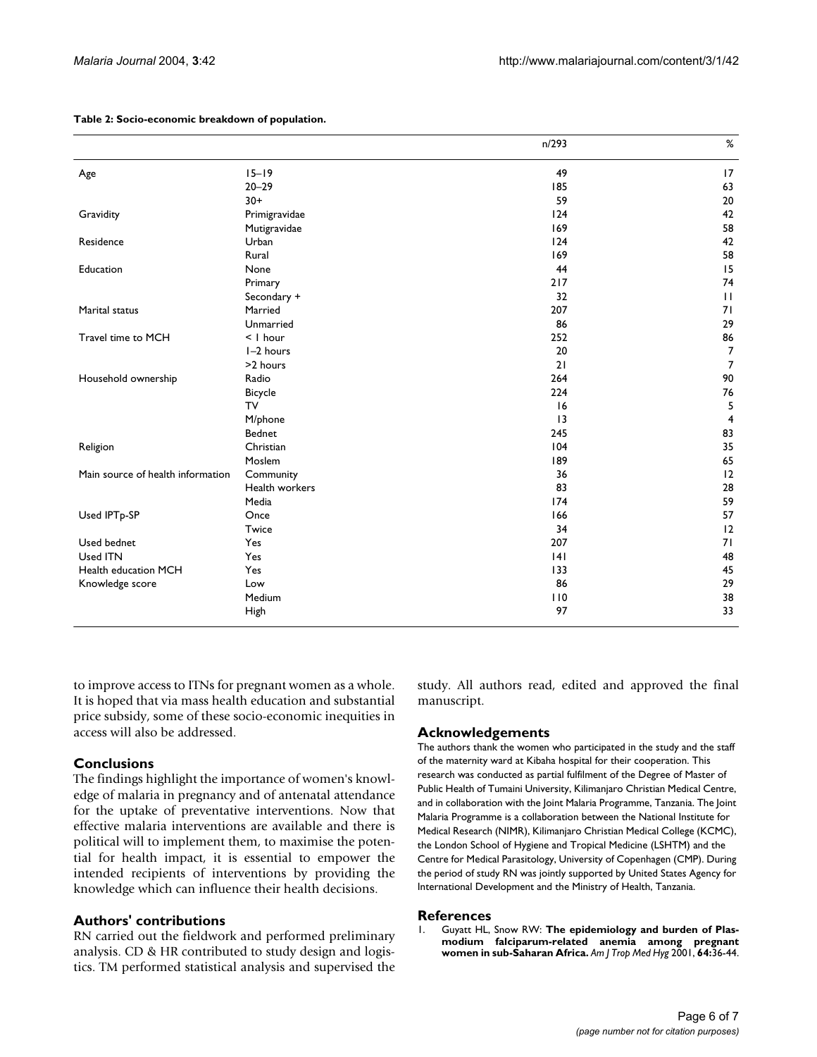**Table 2: Socio-economic breakdown of population.**

| | | n/293 | % |
|---|---|---|---|
| Age | 15–19 | 49 | 17 |
| | 20–29 | 185 | 63 |
| | 30+ | 59 | 20 |
| Gravidity | Primigravidae | 124 | 42 |
| | Mutigravidae | 169 | 58 |
| Residence | Urban | 124 | 42 |
| | Rural | 169 | 58 |
| Education | None | 44 | 15 |
| | Primary | 217 | 74 |
| | Secondary + | 32 | 11 |
| Marital status | Married | 207 | 71 |
| | Unmarried | 86 | 29 |
| Travel time to MCH | < 1 hour | 252 | 86 |
| | 1–2 hours | 20 | 7 |
| | >2 hours | 21 | 7 |
| Household ownership | Radio | 264 | 90 |
| | Bicycle | 224 | 76 |
| | TV | 16 | 5 |
| | M/phone | 13 | 4 |
| | Bednet | 245 | 83 |
| Religion | Christian | 104 | 35 |
| | Moslem | 189 | 65 |
| Main source of health information | Community | 36 | 12 |
| | Health workers | 83 | 28 |
| | Media | 174 | 59 |
| Used IPTp-SP | Once | 166 | 57 |
| | Twice | 34 | 12 |
| Used bednet | Yes | 207 | 71 |
| Used ITN | Yes | 141 | 48 |
| Health education MCH | Yes | 133 | 45 |
| Knowledge score | Low | 86 | 29 |
| | Medium | 110 | 38 |
| | High | 97 | 33 |

to improve access to ITNs for pregnant women as a whole. It is hoped that via mass health education and substantial price subsidy, some of these socio-economic inequities in access will also be addressed.

## Conclusions

The findings highlight the importance of women's knowledge of malaria in pregnancy and of antenatal attendance for the uptake of preventative interventions. Now that effective malaria interventions are available and there is political will to implement them, to maximise the potential for health impact, it is essential to empower the intended recipients of interventions by providing the knowledge which can influence their health decisions.

## Authors' contributions

RN carried out the fieldwork and performed preliminary analysis. CD & HR contributed to study design and logistics. TM performed statistical analysis and supervised the study. All authors read, edited and approved the final manuscript.

## Acknowledgements

The authors thank the women who participated in the study and the staff of the maternity ward at Kibaha hospital for their cooperation. This research was conducted as partial fulfilment of the Degree of Master of Public Health of Tumaini University, Kilimanjaro Christian Medical Centre, and in collaboration with the Joint Malaria Programme, Tanzania. The Joint Malaria Programme is a collaboration between the National Institute for Medical Research (NIMR), Kilimanjaro Christian Medical College (KCMC), the London School of Hygiene and Tropical Medicine (LSHTM) and the Centre for Medical Parasitology, University of Copenhagen (CMP). During the period of study RN was jointly supported by United States Agency for International Development and the Ministry of Health, Tanzania.

## References

1. Guyatt HL, Snow RW: **The epidemiology and burden of Plasmodium falciparum-related anemia among pregnant women in sub-Saharan Africa.** *Am J Trop Med Hyg* 2001, **64:**36-44.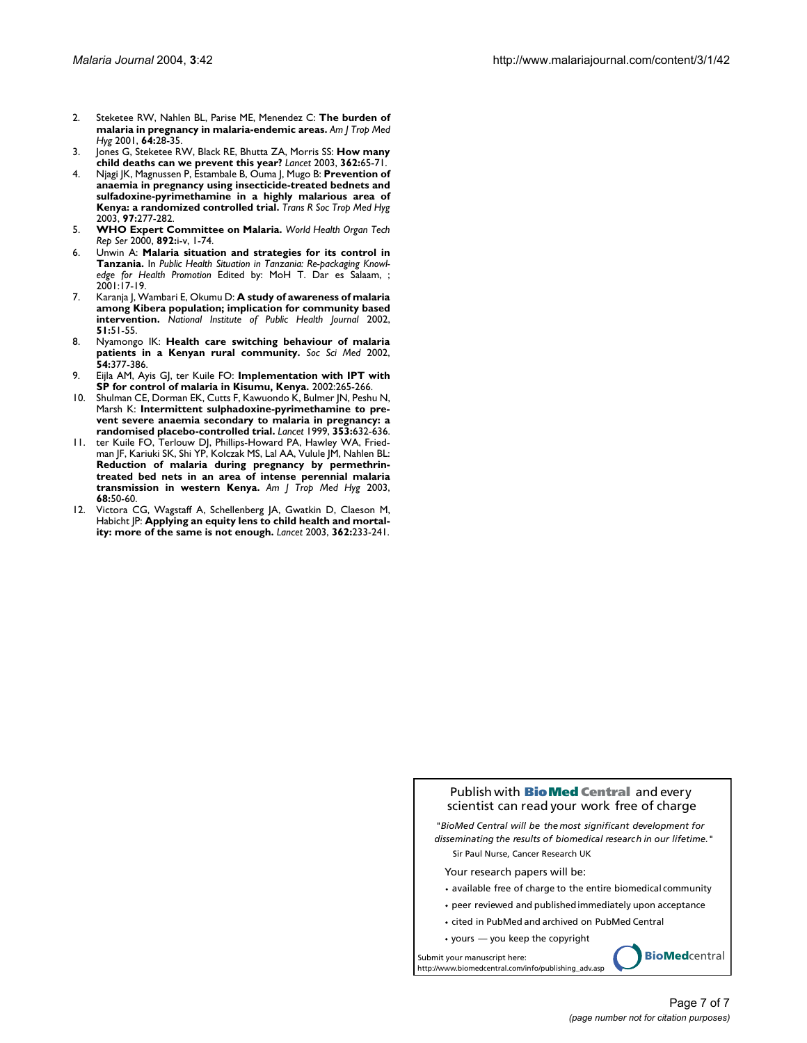2. Steketee RW, Nahlen BL, Parise ME, Menendez C: **The burden of malaria in pregnancy in malaria-endemic areas.** *Am J Trop Med Hyg* 2001, **64:**28-35.
3. Jones G, Steketee RW, Black RE, Bhutta ZA, Morris SS: **How many child deaths can we prevent this year?** *Lancet* 2003, **362:**65-71.
4. Njagi JK, Magnussen P, Estambale B, Ouma J, Mugo B: **Prevention of anaemia in pregnancy using insecticide-treated bednets and sulfadoxine-pyrimethamine in a highly malarious area of Kenya: a randomized controlled trial.** *Trans R Soc Trop Med Hyg* 2003, **97:**277-282.
5. **WHO Expert Committee on Malaria.** *World Health Organ Tech Rep Ser* 2000, **892:**i-v, 1-74.
6. Unwin A: **Malaria situation and strategies for its control in Tanzania.** In *Public Health Situation in Tanzania: Re-packaging Knowledge for Health Promotion* Edited by: MoH T. Dar es Salaam, ; 2001:17-19.
7. Karanja J, Wambari E, Okumu D: **A study of awareness of malaria among Kibera population; implication for community based intervention.** *National Institute of Public Health Journal* 2002, **51:**51-55.
8. Nyamongo IK: **Health care switching behaviour of malaria patients in a Kenyan rural community.** *Soc Sci Med* 2002, **54:**377-386.
9. Eijla AM, Ayis GJ, ter Kuile FO: **Implementation with IPT with SP for control of malaria in Kisumu, Kenya.** 2002:265-266.
10. Shulman CE, Dorman EK, Cutts F, Kawuondo K, Bulmer JN, Peshu N, Marsh K: **Intermittent sulphadoxine-pyrimethamine to prevent severe anaemia secondary to malaria in pregnancy: a randomised placebo-controlled trial.** *Lancet* 1999, **353:**632-636.
11. ter Kuile FO, Terlouw DJ, Phillips-Howard PA, Hawley WA, Friedman JF, Kariuki SK, Shi YP, Kolczak MS, Lal AA, Vulule JM, Nahlen BL: **Reduction of malaria during pregnancy by permethrin-treated bed nets in an area of intense perennial malaria transmission in western Kenya.** *Am J Trop Med Hyg* 2003, **68:**50-60.
12. Victora CG, Wagstaff A, Schellenberg JA, Gwatkin D, Claeson M, Habicht JP: **Applying an equity lens to child health and mortality: more of the same is not enough.** *Lancet* 2003, **362:**233-241.

Publish with **BioMed Central** and every scientist can read your work free of charge

*"BioMed Central will be the most significant development for disseminating the results of biomedical research in our lifetime."*
Sir Paul Nurse, Cancer Research UK

Your research papers will be:

- available free of charge to the entire biomedical community
- peer reviewed and published immediately upon acceptance
- cited in PubMed and archived on PubMed Central
- yours — you keep the copyright

Submit your manuscript here:
http://www.biomedcentral.com/info/publishing_adv.asp

**BioMed**central